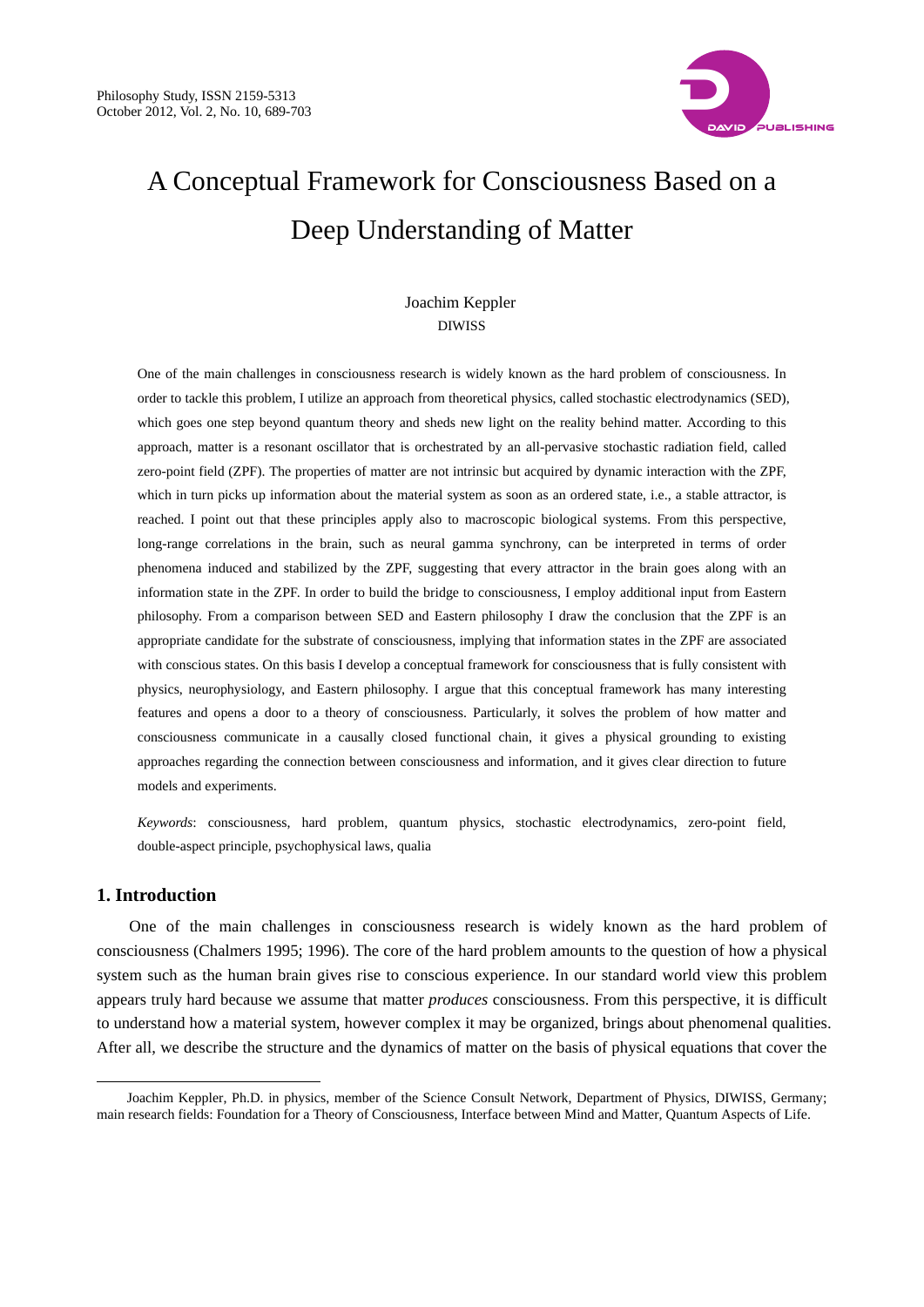# A Conceptual Framework for Consciousness Based on a Deep Understanding of Matter

Joachim Keppler
DIWISS

One of the main challenges in consciousness research is widely known as the hard problem of consciousness. In order to tackle this problem, I utilize an approach from theoretical physics, called stochastic electrodynamics (SED), which goes one step beyond quantum theory and sheds new light on the reality behind matter. According to this approach, matter is a resonant oscillator that is orchestrated by an all-pervasive stochastic radiation field, called zero-point field (ZPF). The properties of matter are not intrinsic but acquired by dynamic interaction with the ZPF, which in turn picks up information about the material system as soon as an ordered state, i.e., a stable attractor, is reached. I point out that these principles apply also to macroscopic biological systems. From this perspective, long-range correlations in the brain, such as neural gamma synchrony, can be interpreted in terms of order phenomena induced and stabilized by the ZPF, suggesting that every attractor in the brain goes along with an information state in the ZPF. In order to build the bridge to consciousness, I employ additional input from Eastern philosophy. From a comparison between SED and Eastern philosophy I draw the conclusion that the ZPF is an appropriate candidate for the substrate of consciousness, implying that information states in the ZPF are associated with conscious states. On this basis I develop a conceptual framework for consciousness that is fully consistent with physics, neurophysiology, and Eastern philosophy. I argue that this conceptual framework has many interesting features and opens a door to a theory of consciousness. Particularly, it solves the problem of how matter and consciousness communicate in a causally closed functional chain, it gives a physical grounding to existing approaches regarding the connection between consciousness and information, and it gives clear direction to future models and experiments.

*Keywords*: consciousness, hard problem, quantum physics, stochastic electrodynamics, zero-point field, double-aspect principle, psychophysical laws, qualia

## 1. Introduction

One of the main challenges in consciousness research is widely known as the hard problem of consciousness (Chalmers 1995; 1996). The core of the hard problem amounts to the question of how a physical system such as the human brain gives rise to conscious experience. In our standard world view this problem appears truly hard because we assume that matter *produces* consciousness. From this perspective, it is difficult to understand how a material system, however complex it may be organized, brings about phenomenal qualities. After all, we describe the structure and the dynamics of matter on the basis of physical equations that cover the

---

Joachim Keppler, Ph.D. in physics, member of the Science Consult Network, Department of Physics, DIWISS, Germany; main research fields: Foundation for a Theory of Consciousness, Interface between Mind and Matter, Quantum Aspects of Life.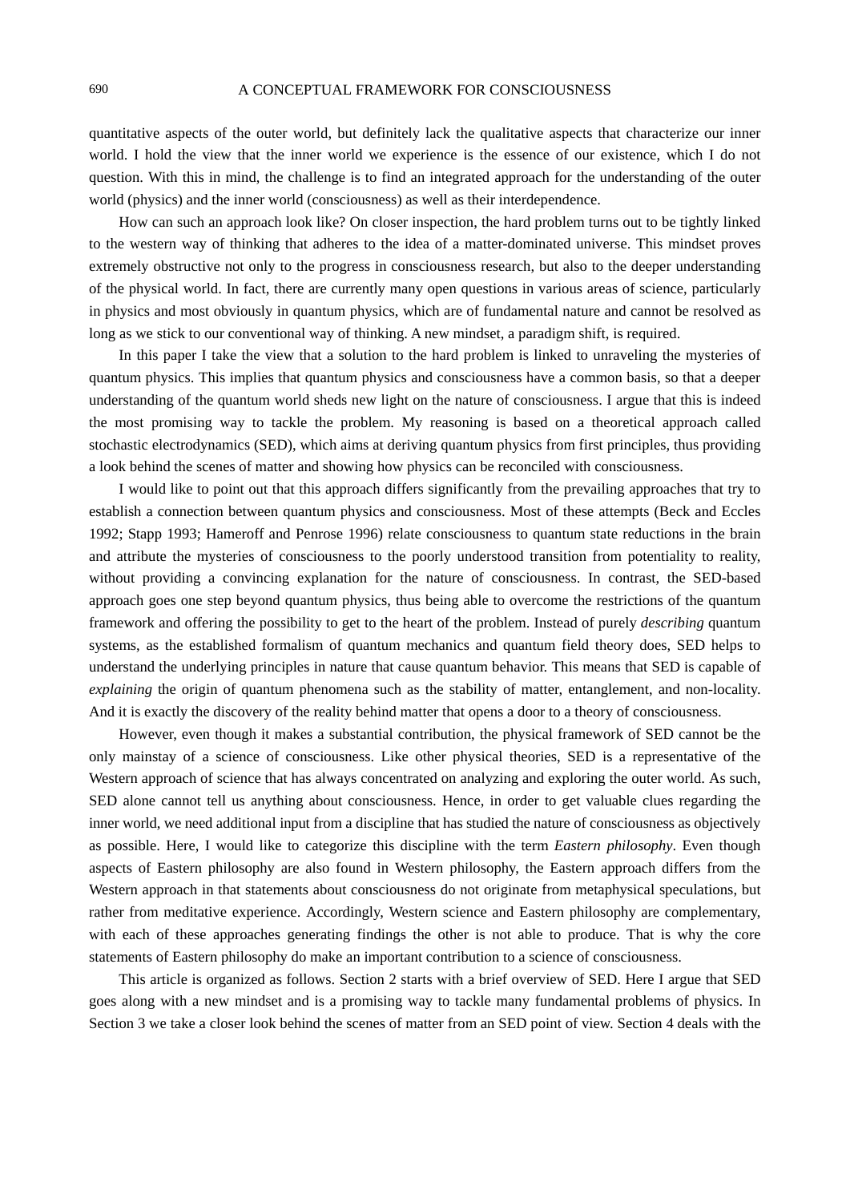quantitative aspects of the outer world, but definitely lack the qualitative aspects that characterize our inner world. I hold the view that the inner world we experience is the essence of our existence, which I do not question. With this in mind, the challenge is to find an integrated approach for the understanding of the outer world (physics) and the inner world (consciousness) as well as their interdependence.

How can such an approach look like? On closer inspection, the hard problem turns out to be tightly linked to the western way of thinking that adheres to the idea of a matter-dominated universe. This mindset proves extremely obstructive not only to the progress in consciousness research, but also to the deeper understanding of the physical world. In fact, there are currently many open questions in various areas of science, particularly in physics and most obviously in quantum physics, which are of fundamental nature and cannot be resolved as long as we stick to our conventional way of thinking. A new mindset, a paradigm shift, is required.

In this paper I take the view that a solution to the hard problem is linked to unraveling the mysteries of quantum physics. This implies that quantum physics and consciousness have a common basis, so that a deeper understanding of the quantum world sheds new light on the nature of consciousness. I argue that this is indeed the most promising way to tackle the problem. My reasoning is based on a theoretical approach called stochastic electrodynamics (SED), which aims at deriving quantum physics from first principles, thus providing a look behind the scenes of matter and showing how physics can be reconciled with consciousness.

I would like to point out that this approach differs significantly from the prevailing approaches that try to establish a connection between quantum physics and consciousness. Most of these attempts (Beck and Eccles 1992; Stapp 1993; Hameroff and Penrose 1996) relate consciousness to quantum state reductions in the brain and attribute the mysteries of consciousness to the poorly understood transition from potentiality to reality, without providing a convincing explanation for the nature of consciousness. In contrast, the SED-based approach goes one step beyond quantum physics, thus being able to overcome the restrictions of the quantum framework and offering the possibility to get to the heart of the problem. Instead of purely *describing* quantum systems, as the established formalism of quantum mechanics and quantum field theory does, SED helps to understand the underlying principles in nature that cause quantum behavior. This means that SED is capable of *explaining* the origin of quantum phenomena such as the stability of matter, entanglement, and non-locality. And it is exactly the discovery of the reality behind matter that opens a door to a theory of consciousness.

However, even though it makes a substantial contribution, the physical framework of SED cannot be the only mainstay of a science of consciousness. Like other physical theories, SED is a representative of the Western approach of science that has always concentrated on analyzing and exploring the outer world. As such, SED alone cannot tell us anything about consciousness. Hence, in order to get valuable clues regarding the inner world, we need additional input from a discipline that has studied the nature of consciousness as objectively as possible. Here, I would like to categorize this discipline with the term *Eastern philosophy*. Even though aspects of Eastern philosophy are also found in Western philosophy, the Eastern approach differs from the Western approach in that statements about consciousness do not originate from metaphysical speculations, but rather from meditative experience. Accordingly, Western science and Eastern philosophy are complementary, with each of these approaches generating findings the other is not able to produce. That is why the core statements of Eastern philosophy do make an important contribution to a science of consciousness.

This article is organized as follows. Section 2 starts with a brief overview of SED. Here I argue that SED goes along with a new mindset and is a promising way to tackle many fundamental problems of physics. In Section 3 we take a closer look behind the scenes of matter from an SED point of view. Section 4 deals with the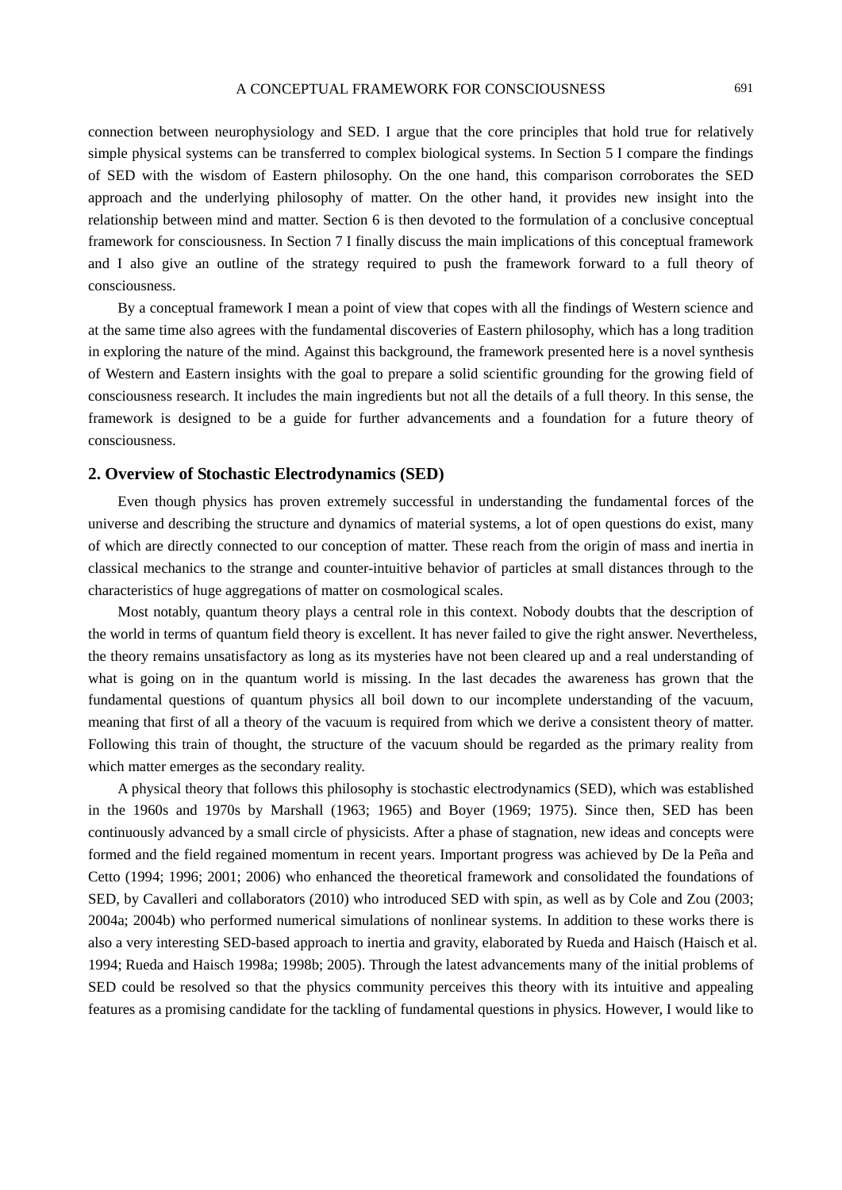connection between neurophysiology and SED. I argue that the core principles that hold true for relatively simple physical systems can be transferred to complex biological systems. In Section 5 I compare the findings of SED with the wisdom of Eastern philosophy. On the one hand, this comparison corroborates the SED approach and the underlying philosophy of matter. On the other hand, it provides new insight into the relationship between mind and matter. Section 6 is then devoted to the formulation of a conclusive conceptual framework for consciousness. In Section 7 I finally discuss the main implications of this conceptual framework and I also give an outline of the strategy required to push the framework forward to a full theory of consciousness.

By a conceptual framework I mean a point of view that copes with all the findings of Western science and at the same time also agrees with the fundamental discoveries of Eastern philosophy, which has a long tradition in exploring the nature of the mind. Against this background, the framework presented here is a novel synthesis of Western and Eastern insights with the goal to prepare a solid scientific grounding for the growing field of consciousness research. It includes the main ingredients but not all the details of a full theory. In this sense, the framework is designed to be a guide for further advancements and a foundation for a future theory of consciousness.

## 2. Overview of Stochastic Electrodynamics (SED)

Even though physics has proven extremely successful in understanding the fundamental forces of the universe and describing the structure and dynamics of material systems, a lot of open questions do exist, many of which are directly connected to our conception of matter. These reach from the origin of mass and inertia in classical mechanics to the strange and counter-intuitive behavior of particles at small distances through to the characteristics of huge aggregations of matter on cosmological scales.

Most notably, quantum theory plays a central role in this context. Nobody doubts that the description of the world in terms of quantum field theory is excellent. It has never failed to give the right answer. Nevertheless, the theory remains unsatisfactory as long as its mysteries have not been cleared up and a real understanding of what is going on in the quantum world is missing. In the last decades the awareness has grown that the fundamental questions of quantum physics all boil down to our incomplete understanding of the vacuum, meaning that first of all a theory of the vacuum is required from which we derive a consistent theory of matter. Following this train of thought, the structure of the vacuum should be regarded as the primary reality from which matter emerges as the secondary reality.

A physical theory that follows this philosophy is stochastic electrodynamics (SED), which was established in the 1960s and 1970s by Marshall (1963; 1965) and Boyer (1969; 1975). Since then, SED has been continuously advanced by a small circle of physicists. After a phase of stagnation, new ideas and concepts were formed and the field regained momentum in recent years. Important progress was achieved by De la Peña and Cetto (1994; 1996; 2001; 2006) who enhanced the theoretical framework and consolidated the foundations of SED, by Cavalleri and collaborators (2010) who introduced SED with spin, as well as by Cole and Zou (2003; 2004a; 2004b) who performed numerical simulations of nonlinear systems. In addition to these works there is also a very interesting SED-based approach to inertia and gravity, elaborated by Rueda and Haisch (Haisch et al. 1994; Rueda and Haisch 1998a; 1998b; 2005). Through the latest advancements many of the initial problems of SED could be resolved so that the physics community perceives this theory with its intuitive and appealing features as a promising candidate for the tackling of fundamental questions in physics. However, I would like to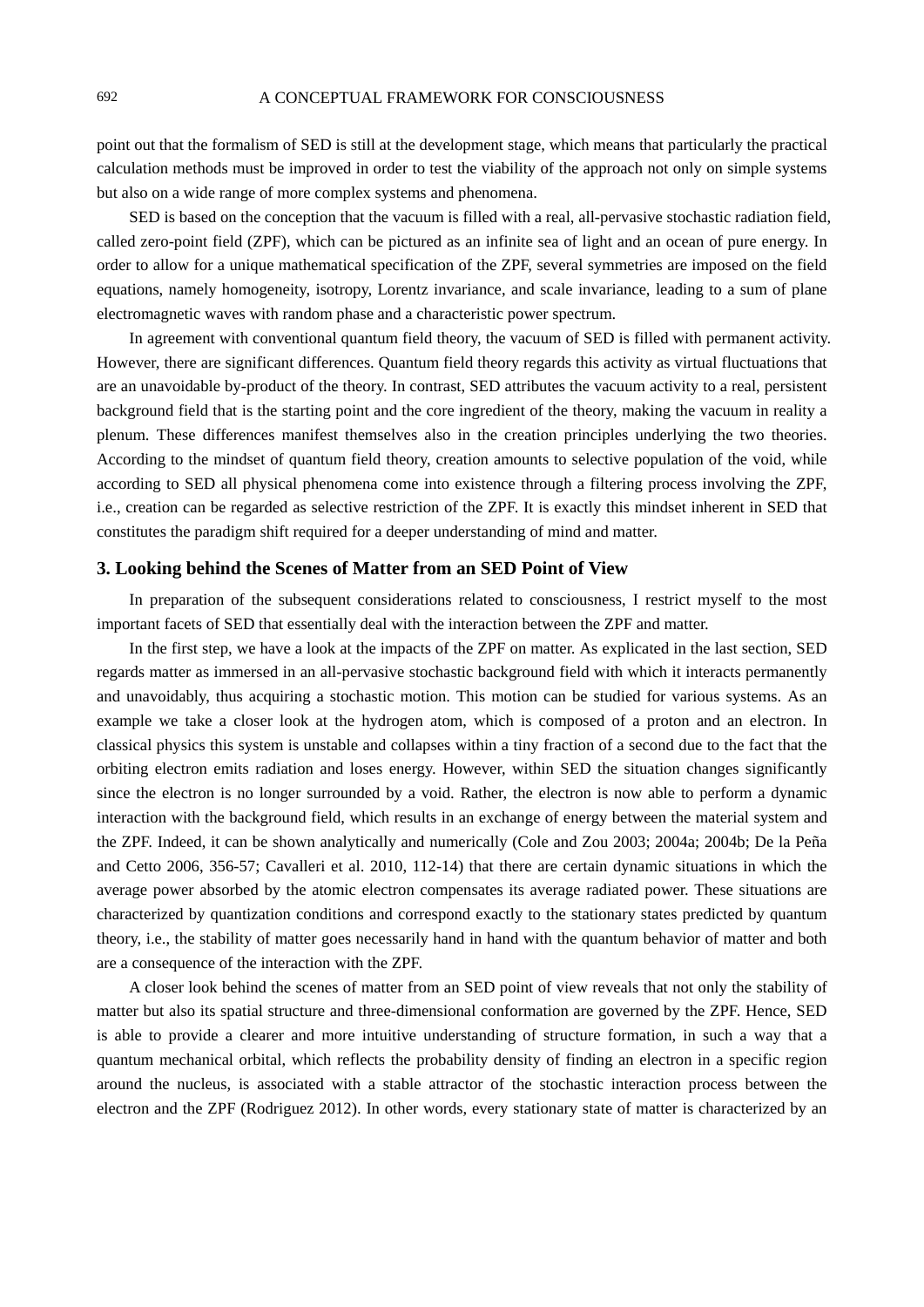point out that the formalism of SED is still at the development stage, which means that particularly the practical calculation methods must be improved in order to test the viability of the approach not only on simple systems but also on a wide range of more complex systems and phenomena.

SED is based on the conception that the vacuum is filled with a real, all-pervasive stochastic radiation field, called zero-point field (ZPF), which can be pictured as an infinite sea of light and an ocean of pure energy. In order to allow for a unique mathematical specification of the ZPF, several symmetries are imposed on the field equations, namely homogeneity, isotropy, Lorentz invariance, and scale invariance, leading to a sum of plane electromagnetic waves with random phase and a characteristic power spectrum.

In agreement with conventional quantum field theory, the vacuum of SED is filled with permanent activity. However, there are significant differences. Quantum field theory regards this activity as virtual fluctuations that are an unavoidable by-product of the theory. In contrast, SED attributes the vacuum activity to a real, persistent background field that is the starting point and the core ingredient of the theory, making the vacuum in reality a plenum. These differences manifest themselves also in the creation principles underlying the two theories. According to the mindset of quantum field theory, creation amounts to selective population of the void, while according to SED all physical phenomena come into existence through a filtering process involving the ZPF, i.e., creation can be regarded as selective restriction of the ZPF. It is exactly this mindset inherent in SED that constitutes the paradigm shift required for a deeper understanding of mind and matter.

## 3. Looking behind the Scenes of Matter from an SED Point of View

In preparation of the subsequent considerations related to consciousness, I restrict myself to the most important facets of SED that essentially deal with the interaction between the ZPF and matter.

In the first step, we have a look at the impacts of the ZPF on matter. As explicated in the last section, SED regards matter as immersed in an all-pervasive stochastic background field with which it interacts permanently and unavoidably, thus acquiring a stochastic motion. This motion can be studied for various systems. As an example we take a closer look at the hydrogen atom, which is composed of a proton and an electron. In classical physics this system is unstable and collapses within a tiny fraction of a second due to the fact that the orbiting electron emits radiation and loses energy. However, within SED the situation changes significantly since the electron is no longer surrounded by a void. Rather, the electron is now able to perform a dynamic interaction with the background field, which results in an exchange of energy between the material system and the ZPF. Indeed, it can be shown analytically and numerically (Cole and Zou 2003; 2004a; 2004b; De la Peña and Cetto 2006, 356-57; Cavalleri et al. 2010, 112-14) that there are certain dynamic situations in which the average power absorbed by the atomic electron compensates its average radiated power. These situations are characterized by quantization conditions and correspond exactly to the stationary states predicted by quantum theory, i.e., the stability of matter goes necessarily hand in hand with the quantum behavior of matter and both are a consequence of the interaction with the ZPF.

A closer look behind the scenes of matter from an SED point of view reveals that not only the stability of matter but also its spatial structure and three-dimensional conformation are governed by the ZPF. Hence, SED is able to provide a clearer and more intuitive understanding of structure formation, in such a way that a quantum mechanical orbital, which reflects the probability density of finding an electron in a specific region around the nucleus, is associated with a stable attractor of the stochastic interaction process between the electron and the ZPF (Rodriguez 2012). In other words, every stationary state of matter is characterized by an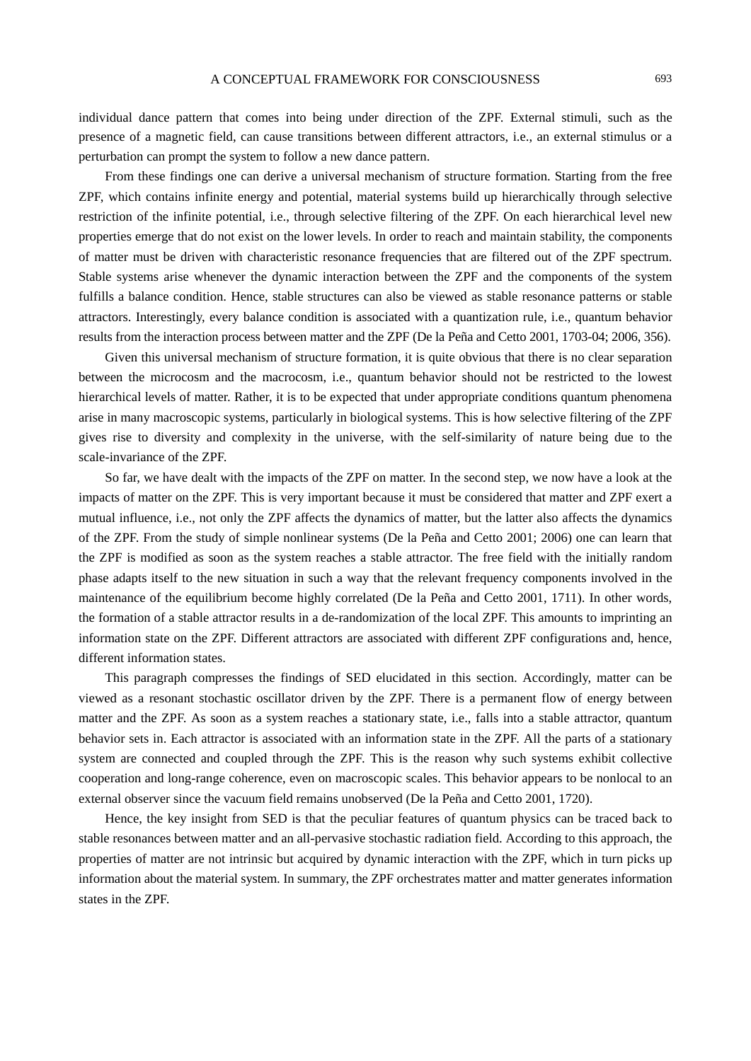individual dance pattern that comes into being under direction of the ZPF. External stimuli, such as the presence of a magnetic field, can cause transitions between different attractors, i.e., an external stimulus or a perturbation can prompt the system to follow a new dance pattern.

From these findings one can derive a universal mechanism of structure formation. Starting from the free ZPF, which contains infinite energy and potential, material systems build up hierarchically through selective restriction of the infinite potential, i.e., through selective filtering of the ZPF. On each hierarchical level new properties emerge that do not exist on the lower levels. In order to reach and maintain stability, the components of matter must be driven with characteristic resonance frequencies that are filtered out of the ZPF spectrum. Stable systems arise whenever the dynamic interaction between the ZPF and the components of the system fulfills a balance condition. Hence, stable structures can also be viewed as stable resonance patterns or stable attractors. Interestingly, every balance condition is associated with a quantization rule, i.e., quantum behavior results from the interaction process between matter and the ZPF (De la Peña and Cetto 2001, 1703-04; 2006, 356).

Given this universal mechanism of structure formation, it is quite obvious that there is no clear separation between the microcosm and the macrocosm, i.e., quantum behavior should not be restricted to the lowest hierarchical levels of matter. Rather, it is to be expected that under appropriate conditions quantum phenomena arise in many macroscopic systems, particularly in biological systems. This is how selective filtering of the ZPF gives rise to diversity and complexity in the universe, with the self-similarity of nature being due to the scale-invariance of the ZPF.

So far, we have dealt with the impacts of the ZPF on matter. In the second step, we now have a look at the impacts of matter on the ZPF. This is very important because it must be considered that matter and ZPF exert a mutual influence, i.e., not only the ZPF affects the dynamics of matter, but the latter also affects the dynamics of the ZPF. From the study of simple nonlinear systems (De la Peña and Cetto 2001; 2006) one can learn that the ZPF is modified as soon as the system reaches a stable attractor. The free field with the initially random phase adapts itself to the new situation in such a way that the relevant frequency components involved in the maintenance of the equilibrium become highly correlated (De la Peña and Cetto 2001, 1711). In other words, the formation of a stable attractor results in a de-randomization of the local ZPF. This amounts to imprinting an information state on the ZPF. Different attractors are associated with different ZPF configurations and, hence, different information states.

This paragraph compresses the findings of SED elucidated in this section. Accordingly, matter can be viewed as a resonant stochastic oscillator driven by the ZPF. There is a permanent flow of energy between matter and the ZPF. As soon as a system reaches a stationary state, i.e., falls into a stable attractor, quantum behavior sets in. Each attractor is associated with an information state in the ZPF. All the parts of a stationary system are connected and coupled through the ZPF. This is the reason why such systems exhibit collective cooperation and long-range coherence, even on macroscopic scales. This behavior appears to be nonlocal to an external observer since the vacuum field remains unobserved (De la Peña and Cetto 2001, 1720).

Hence, the key insight from SED is that the peculiar features of quantum physics can be traced back to stable resonances between matter and an all-pervasive stochastic radiation field. According to this approach, the properties of matter are not intrinsic but acquired by dynamic interaction with the ZPF, which in turn picks up information about the material system. In summary, the ZPF orchestrates matter and matter generates information states in the ZPF.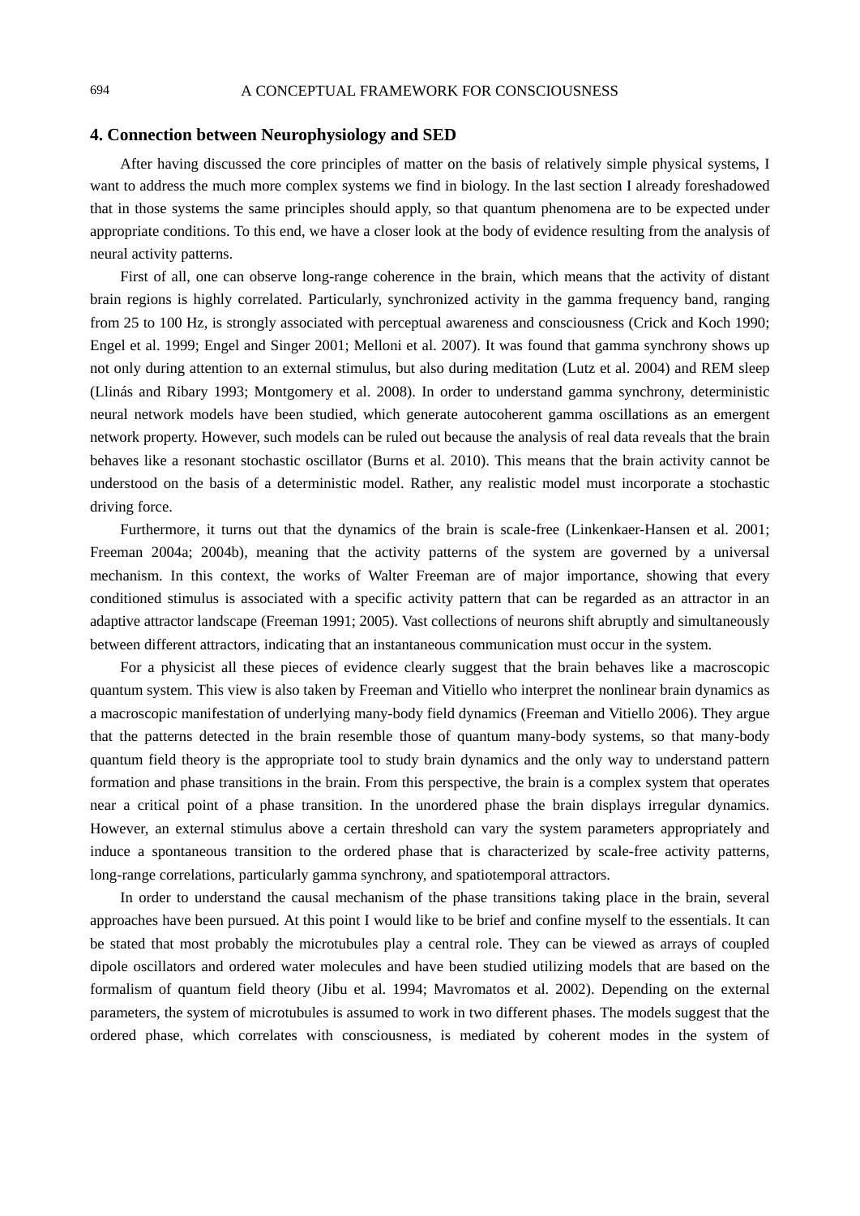## 4. Connection between Neurophysiology and SED

After having discussed the core principles of matter on the basis of relatively simple physical systems, I want to address the much more complex systems we find in biology. In the last section I already foreshadowed that in those systems the same principles should apply, so that quantum phenomena are to be expected under appropriate conditions. To this end, we have a closer look at the body of evidence resulting from the analysis of neural activity patterns.

First of all, one can observe long-range coherence in the brain, which means that the activity of distant brain regions is highly correlated. Particularly, synchronized activity in the gamma frequency band, ranging from 25 to 100 Hz, is strongly associated with perceptual awareness and consciousness (Crick and Koch 1990; Engel et al. 1999; Engel and Singer 2001; Melloni et al. 2007). It was found that gamma synchrony shows up not only during attention to an external stimulus, but also during meditation (Lutz et al. 2004) and REM sleep (Llinás and Ribary 1993; Montgomery et al. 2008). In order to understand gamma synchrony, deterministic neural network models have been studied, which generate autocoherent gamma oscillations as an emergent network property. However, such models can be ruled out because the analysis of real data reveals that the brain behaves like a resonant stochastic oscillator (Burns et al. 2010). This means that the brain activity cannot be understood on the basis of a deterministic model. Rather, any realistic model must incorporate a stochastic driving force.

Furthermore, it turns out that the dynamics of the brain is scale-free (Linkenkaer-Hansen et al. 2001; Freeman 2004a; 2004b), meaning that the activity patterns of the system are governed by a universal mechanism. In this context, the works of Walter Freeman are of major importance, showing that every conditioned stimulus is associated with a specific activity pattern that can be regarded as an attractor in an adaptive attractor landscape (Freeman 1991; 2005). Vast collections of neurons shift abruptly and simultaneously between different attractors, indicating that an instantaneous communication must occur in the system.

For a physicist all these pieces of evidence clearly suggest that the brain behaves like a macroscopic quantum system. This view is also taken by Freeman and Vitiello who interpret the nonlinear brain dynamics as a macroscopic manifestation of underlying many-body field dynamics (Freeman and Vitiello 2006). They argue that the patterns detected in the brain resemble those of quantum many-body systems, so that many-body quantum field theory is the appropriate tool to study brain dynamics and the only way to understand pattern formation and phase transitions in the brain. From this perspective, the brain is a complex system that operates near a critical point of a phase transition. In the unordered phase the brain displays irregular dynamics. However, an external stimulus above a certain threshold can vary the system parameters appropriately and induce a spontaneous transition to the ordered phase that is characterized by scale-free activity patterns, long-range correlations, particularly gamma synchrony, and spatiotemporal attractors.

In order to understand the causal mechanism of the phase transitions taking place in the brain, several approaches have been pursued. At this point I would like to be brief and confine myself to the essentials. It can be stated that most probably the microtubules play a central role. They can be viewed as arrays of coupled dipole oscillators and ordered water molecules and have been studied utilizing models that are based on the formalism of quantum field theory (Jibu et al. 1994; Mavromatos et al. 2002). Depending on the external parameters, the system of microtubules is assumed to work in two different phases. The models suggest that the ordered phase, which correlates with consciousness, is mediated by coherent modes in the system of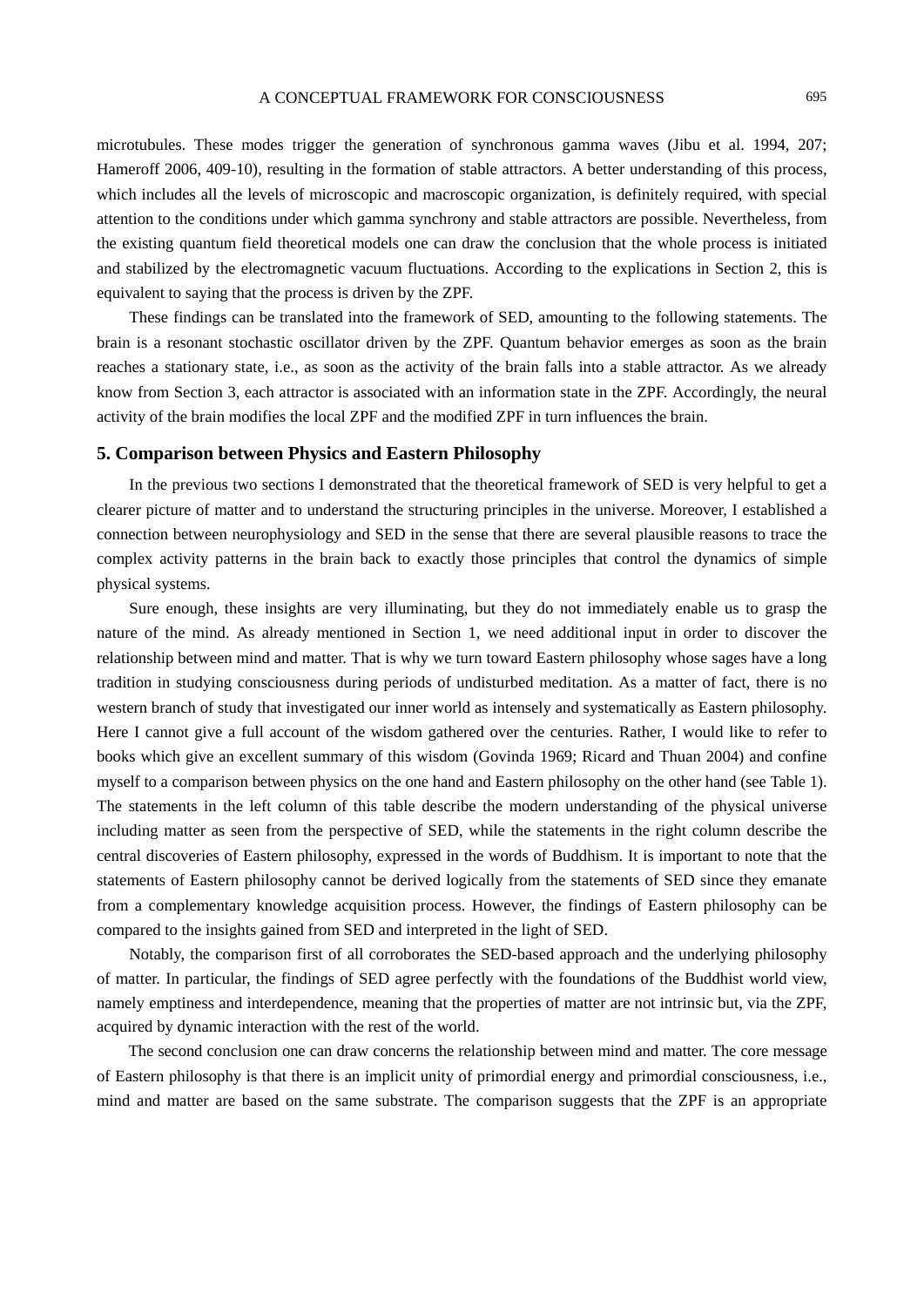microtubules. These modes trigger the generation of synchronous gamma waves (Jibu et al. 1994, 207; Hameroff 2006, 409-10), resulting in the formation of stable attractors. A better understanding of this process, which includes all the levels of microscopic and macroscopic organization, is definitely required, with special attention to the conditions under which gamma synchrony and stable attractors are possible. Nevertheless, from the existing quantum field theoretical models one can draw the conclusion that the whole process is initiated and stabilized by the electromagnetic vacuum fluctuations. According to the explications in Section 2, this is equivalent to saying that the process is driven by the ZPF.

These findings can be translated into the framework of SED, amounting to the following statements. The brain is a resonant stochastic oscillator driven by the ZPF. Quantum behavior emerges as soon as the brain reaches a stationary state, i.e., as soon as the activity of the brain falls into a stable attractor. As we already know from Section 3, each attractor is associated with an information state in the ZPF. Accordingly, the neural activity of the brain modifies the local ZPF and the modified ZPF in turn influences the brain.

## 5. Comparison between Physics and Eastern Philosophy

In the previous two sections I demonstrated that the theoretical framework of SED is very helpful to get a clearer picture of matter and to understand the structuring principles in the universe. Moreover, I established a connection between neurophysiology and SED in the sense that there are several plausible reasons to trace the complex activity patterns in the brain back to exactly those principles that control the dynamics of simple physical systems.

Sure enough, these insights are very illuminating, but they do not immediately enable us to grasp the nature of the mind. As already mentioned in Section 1, we need additional input in order to discover the relationship between mind and matter. That is why we turn toward Eastern philosophy whose sages have a long tradition in studying consciousness during periods of undisturbed meditation. As a matter of fact, there is no western branch of study that investigated our inner world as intensely and systematically as Eastern philosophy. Here I cannot give a full account of the wisdom gathered over the centuries. Rather, I would like to refer to books which give an excellent summary of this wisdom (Govinda 1969; Ricard and Thuan 2004) and confine myself to a comparison between physics on the one hand and Eastern philosophy on the other hand (see Table 1). The statements in the left column of this table describe the modern understanding of the physical universe including matter as seen from the perspective of SED, while the statements in the right column describe the central discoveries of Eastern philosophy, expressed in the words of Buddhism. It is important to note that the statements of Eastern philosophy cannot be derived logically from the statements of SED since they emanate from a complementary knowledge acquisition process. However, the findings of Eastern philosophy can be compared to the insights gained from SED and interpreted in the light of SED.

Notably, the comparison first of all corroborates the SED-based approach and the underlying philosophy of matter. In particular, the findings of SED agree perfectly with the foundations of the Buddhist world view, namely emptiness and interdependence, meaning that the properties of matter are not intrinsic but, via the ZPF, acquired by dynamic interaction with the rest of the world.

The second conclusion one can draw concerns the relationship between mind and matter. The core message of Eastern philosophy is that there is an implicit unity of primordial energy and primordial consciousness, i.e., mind and matter are based on the same substrate. The comparison suggests that the ZPF is an appropriate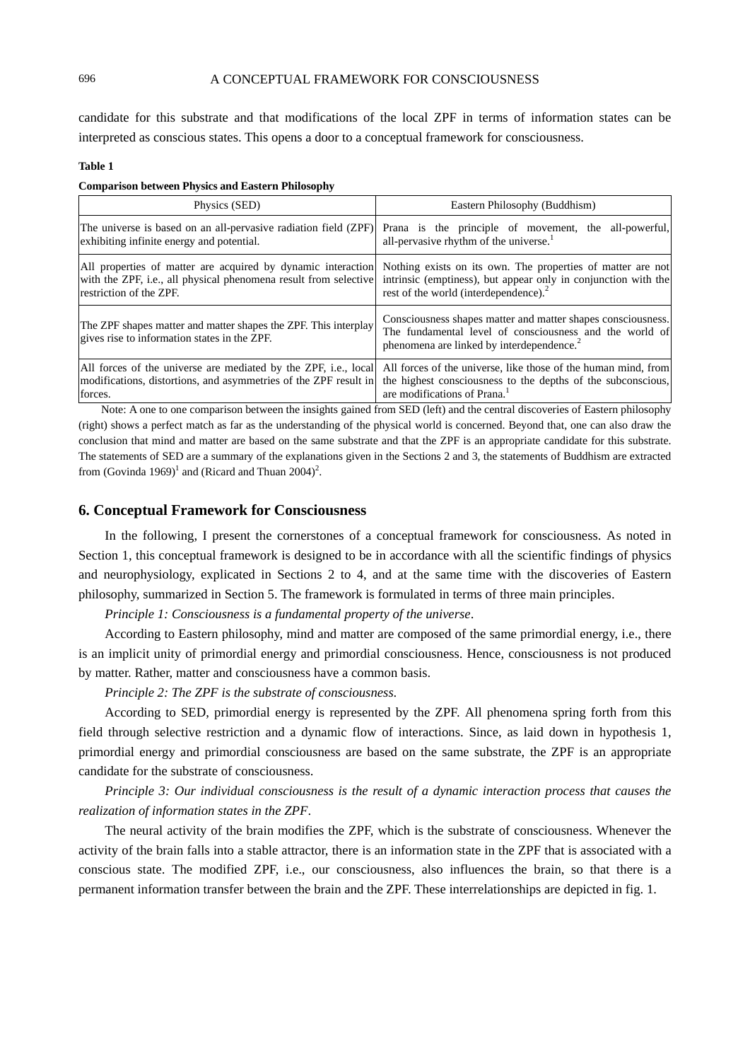candidate for this substrate and that modifications of the local ZPF in terms of information states can be interpreted as conscious states. This opens a door to a conceptual framework for consciousness.

**Table 1**

**Comparison between Physics and Eastern Philosophy**

| Physics (SED) | Eastern Philosophy (Buddhism) |
|---|---|
| The universe is based on an all-pervasive radiation field (ZPF) exhibiting infinite energy and potential. | Prana is the principle of movement, the all-powerful, all-pervasive rhythm of the universe.[1] |
| All properties of matter are acquired by dynamic interaction with the ZPF, i.e., all physical phenomena result from selective restriction of the ZPF. | Nothing exists on its own. The properties of matter are not intrinsic (emptiness), but appear only in conjunction with the rest of the world (interdependence).[2] |
| The ZPF shapes matter and matter shapes the ZPF. This interplay gives rise to information states in the ZPF. | Consciousness shapes matter and matter shapes consciousness. The fundamental level of consciousness and the world of phenomena are linked by interdependence.[2] |
| All forces of the universe are mediated by the ZPF, i.e., local modifications, distortions, and asymmetries of the ZPF result in forces. | All forces of the universe, like those of the human mind, from the highest consciousness to the depths of the subconscious, are modifications of Prana.[1] |

Note: A one to one comparison between the insights gained from SED (left) and the central discoveries of Eastern philosophy (right) shows a perfect match as far as the understanding of the physical world is concerned. Beyond that, one can also draw the conclusion that mind and matter are based on the same substrate and that the ZPF is an appropriate candidate for this substrate. The statements of SED are a summary of the explanations given in the Sections 2 and 3, the statements of Buddhism are extracted from (Govinda 1969)[1] and (Ricard and Thuan 2004)[2].

## 6. Conceptual Framework for Consciousness

In the following, I present the cornerstones of a conceptual framework for consciousness. As noted in Section 1, this conceptual framework is designed to be in accordance with all the scientific findings of physics and neurophysiology, explicated in Sections 2 to 4, and at the same time with the discoveries of Eastern philosophy, summarized in Section 5. The framework is formulated in terms of three main principles.

*Principle 1: Consciousness is a fundamental property of the universe*.

According to Eastern philosophy, mind and matter are composed of the same primordial energy, i.e., there is an implicit unity of primordial energy and primordial consciousness. Hence, consciousness is not produced by matter. Rather, matter and consciousness have a common basis.

*Principle 2: The ZPF is the substrate of consciousness.*

According to SED, primordial energy is represented by the ZPF. All phenomena spring forth from this field through selective restriction and a dynamic flow of interactions. Since, as laid down in hypothesis 1, primordial energy and primordial consciousness are based on the same substrate, the ZPF is an appropriate candidate for the substrate of consciousness.

*Principle 3: Our individual consciousness is the result of a dynamic interaction process that causes the realization of information states in the ZPF*.

The neural activity of the brain modifies the ZPF, which is the substrate of consciousness. Whenever the activity of the brain falls into a stable attractor, there is an information state in the ZPF that is associated with a conscious state. The modified ZPF, i.e., our consciousness, also influences the brain, so that there is a permanent information transfer between the brain and the ZPF. These interrelationships are depicted in fig. 1.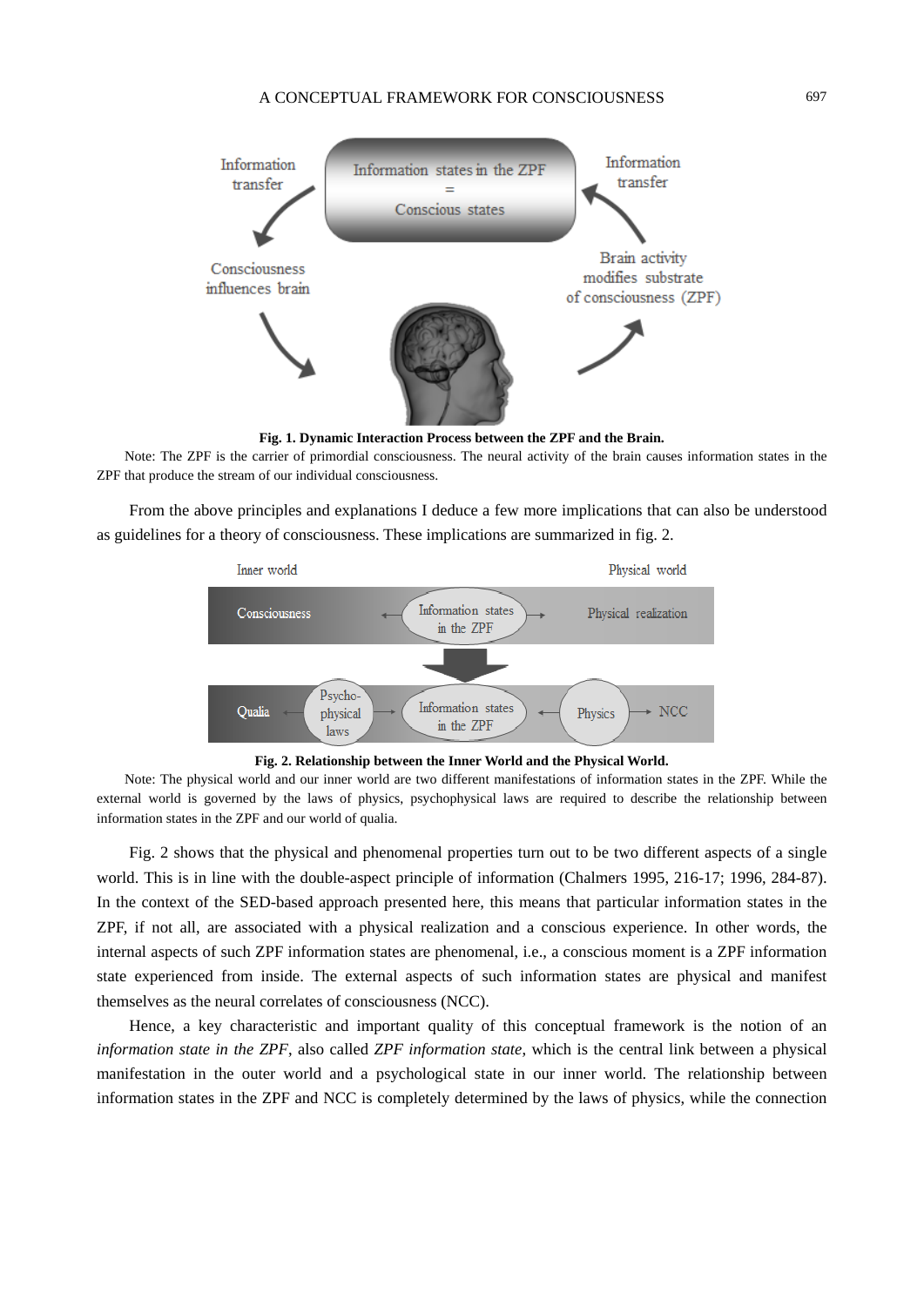**Fig. 1. Dynamic Interaction Process between the ZPF and the Brain.**

Note: The ZPF is the carrier of primordial consciousness. The neural activity of the brain causes information states in the ZPF that produce the stream of our individual consciousness.

From the above principles and explanations I deduce a few more implications that can also be understood as guidelines for a theory of consciousness. These implications are summarized in fig. 2.

**Fig. 2. Relationship between the Inner World and the Physical World.**

Note: The physical world and our inner world are two different manifestations of information states in the ZPF. While the external world is governed by the laws of physics, psychophysical laws are required to describe the relationship between information states in the ZPF and our world of qualia.

Fig. 2 shows that the physical and phenomenal properties turn out to be two different aspects of a single world. This is in line with the double-aspect principle of information (Chalmers 1995, 216-17; 1996, 284-87). In the context of the SED-based approach presented here, this means that particular information states in the ZPF, if not all, are associated with a physical realization and a conscious experience. In other words, the internal aspects of such ZPF information states are phenomenal, i.e., a conscious moment is a ZPF information state experienced from inside. The external aspects of such information states are physical and manifest themselves as the neural correlates of consciousness (NCC).

Hence, a key characteristic and important quality of this conceptual framework is the notion of an *information state in the ZPF*, also called *ZPF information state*, which is the central link between a physical manifestation in the outer world and a psychological state in our inner world. The relationship between information states in the ZPF and NCC is completely determined by the laws of physics, while the connection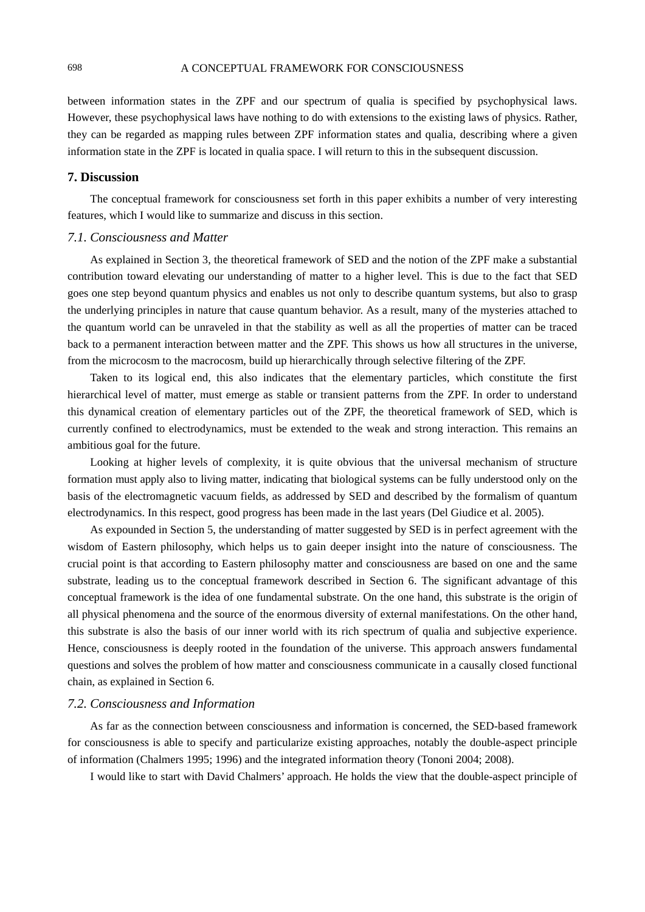between information states in the ZPF and our spectrum of qualia is specified by psychophysical laws. However, these psychophysical laws have nothing to do with extensions to the existing laws of physics. Rather, they can be regarded as mapping rules between ZPF information states and qualia, describing where a given information state in the ZPF is located in qualia space. I will return to this in the subsequent discussion.

## 7. Discussion

The conceptual framework for consciousness set forth in this paper exhibits a number of very interesting features, which I would like to summarize and discuss in this section.

### *7.1. Consciousness and Matter*

As explained in Section 3, the theoretical framework of SED and the notion of the ZPF make a substantial contribution toward elevating our understanding of matter to a higher level. This is due to the fact that SED goes one step beyond quantum physics and enables us not only to describe quantum systems, but also to grasp the underlying principles in nature that cause quantum behavior. As a result, many of the mysteries attached to the quantum world can be unraveled in that the stability as well as all the properties of matter can be traced back to a permanent interaction between matter and the ZPF. This shows us how all structures in the universe, from the microcosm to the macrocosm, build up hierarchically through selective filtering of the ZPF.

Taken to its logical end, this also indicates that the elementary particles, which constitute the first hierarchical level of matter, must emerge as stable or transient patterns from the ZPF. In order to understand this dynamical creation of elementary particles out of the ZPF, the theoretical framework of SED, which is currently confined to electrodynamics, must be extended to the weak and strong interaction. This remains an ambitious goal for the future.

Looking at higher levels of complexity, it is quite obvious that the universal mechanism of structure formation must apply also to living matter, indicating that biological systems can be fully understood only on the basis of the electromagnetic vacuum fields, as addressed by SED and described by the formalism of quantum electrodynamics. In this respect, good progress has been made in the last years (Del Giudice et al. 2005).

As expounded in Section 5, the understanding of matter suggested by SED is in perfect agreement with the wisdom of Eastern philosophy, which helps us to gain deeper insight into the nature of consciousness. The crucial point is that according to Eastern philosophy matter and consciousness are based on one and the same substrate, leading us to the conceptual framework described in Section 6. The significant advantage of this conceptual framework is the idea of one fundamental substrate. On the one hand, this substrate is the origin of all physical phenomena and the source of the enormous diversity of external manifestations. On the other hand, this substrate is also the basis of our inner world with its rich spectrum of qualia and subjective experience. Hence, consciousness is deeply rooted in the foundation of the universe. This approach answers fundamental questions and solves the problem of how matter and consciousness communicate in a causally closed functional chain, as explained in Section 6.

### *7.2. Consciousness and Information*

As far as the connection between consciousness and information is concerned, the SED-based framework for consciousness is able to specify and particularize existing approaches, notably the double-aspect principle of information (Chalmers 1995; 1996) and the integrated information theory (Tononi 2004; 2008).

I would like to start with David Chalmers' approach. He holds the view that the double-aspect principle of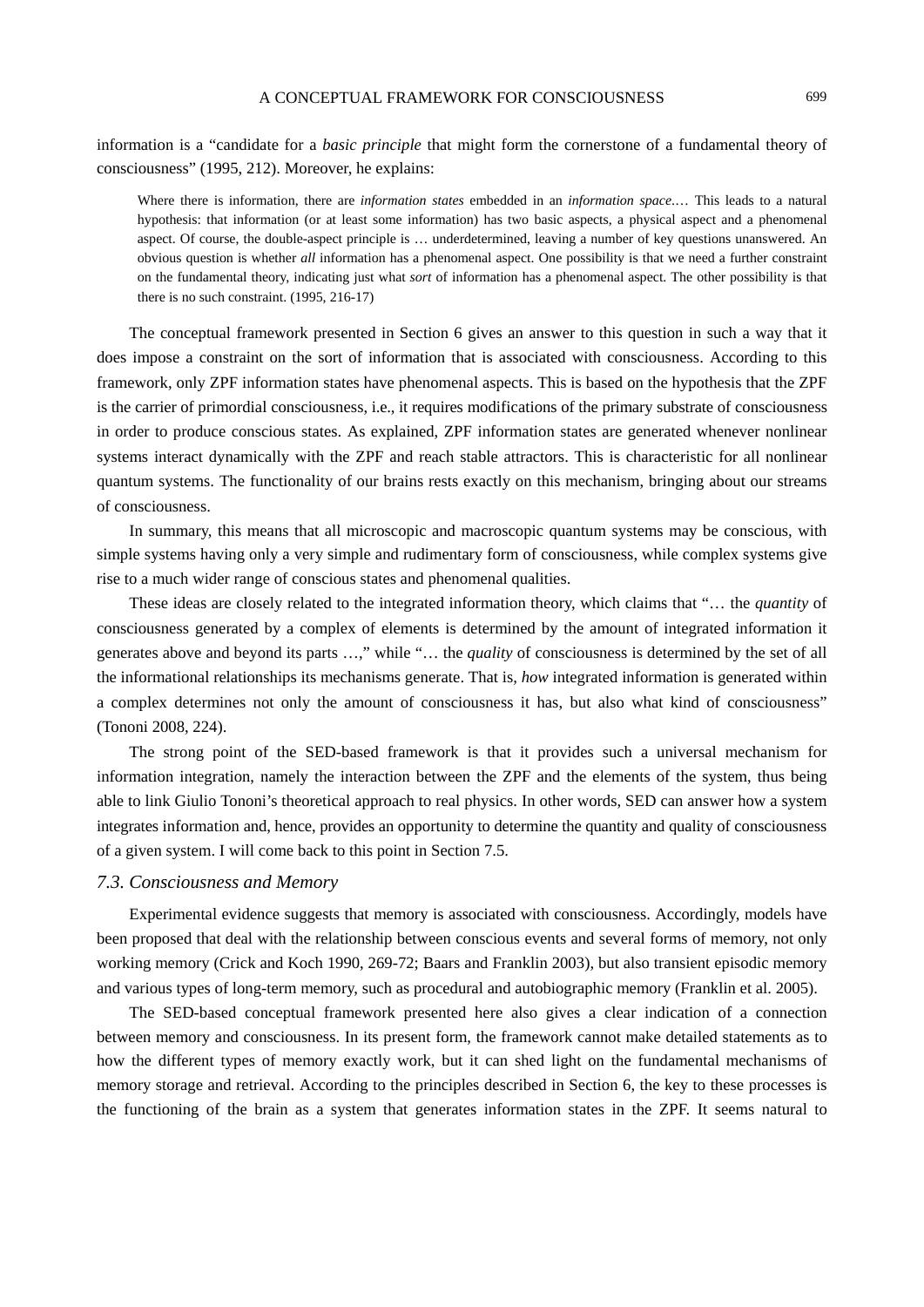information is a "candidate for a *basic principle* that might form the cornerstone of a fundamental theory of consciousness" (1995, 212). Moreover, he explains:

> Where there is information, there are *information states* embedded in an *information space*.… This leads to a natural hypothesis: that information (or at least some information) has two basic aspects, a physical aspect and a phenomenal aspect. Of course, the double-aspect principle is … underdetermined, leaving a number of key questions unanswered. An obvious question is whether *all* information has a phenomenal aspect. One possibility is that we need a further constraint on the fundamental theory, indicating just what *sort* of information has a phenomenal aspect. The other possibility is that there is no such constraint. (1995, 216-17)

The conceptual framework presented in Section 6 gives an answer to this question in such a way that it does impose a constraint on the sort of information that is associated with consciousness. According to this framework, only ZPF information states have phenomenal aspects. This is based on the hypothesis that the ZPF is the carrier of primordial consciousness, i.e., it requires modifications of the primary substrate of consciousness in order to produce conscious states. As explained, ZPF information states are generated whenever nonlinear systems interact dynamically with the ZPF and reach stable attractors. This is characteristic for all nonlinear quantum systems. The functionality of our brains rests exactly on this mechanism, bringing about our streams of consciousness.

In summary, this means that all microscopic and macroscopic quantum systems may be conscious, with simple systems having only a very simple and rudimentary form of consciousness, while complex systems give rise to a much wider range of conscious states and phenomenal qualities.

These ideas are closely related to the integrated information theory, which claims that "… the *quantity* of consciousness generated by a complex of elements is determined by the amount of integrated information it generates above and beyond its parts …," while "… the *quality* of consciousness is determined by the set of all the informational relationships its mechanisms generate. That is, *how* integrated information is generated within a complex determines not only the amount of consciousness it has, but also what kind of consciousness" (Tononi 2008, 224).

The strong point of the SED-based framework is that it provides such a universal mechanism for information integration, namely the interaction between the ZPF and the elements of the system, thus being able to link Giulio Tononi's theoretical approach to real physics. In other words, SED can answer how a system integrates information and, hence, provides an opportunity to determine the quantity and quality of consciousness of a given system. I will come back to this point in Section 7.5.

### *7.3. Consciousness and Memory*

Experimental evidence suggests that memory is associated with consciousness. Accordingly, models have been proposed that deal with the relationship between conscious events and several forms of memory, not only working memory (Crick and Koch 1990, 269-72; Baars and Franklin 2003), but also transient episodic memory and various types of long-term memory, such as procedural and autobiographic memory (Franklin et al. 2005).

The SED-based conceptual framework presented here also gives a clear indication of a connection between memory and consciousness. In its present form, the framework cannot make detailed statements as to how the different types of memory exactly work, but it can shed light on the fundamental mechanisms of memory storage and retrieval. According to the principles described in Section 6, the key to these processes is the functioning of the brain as a system that generates information states in the ZPF. It seems natural to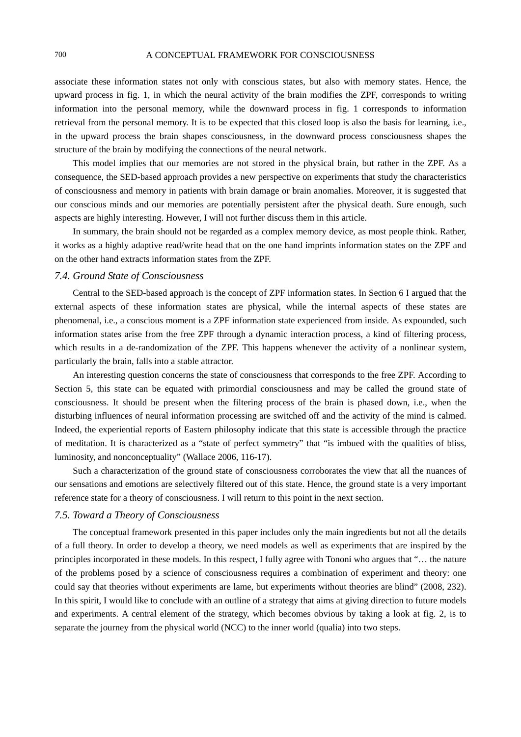associate these information states not only with conscious states, but also with memory states. Hence, the upward process in fig. 1, in which the neural activity of the brain modifies the ZPF, corresponds to writing information into the personal memory, while the downward process in fig. 1 corresponds to information retrieval from the personal memory. It is to be expected that this closed loop is also the basis for learning, i.e., in the upward process the brain shapes consciousness, in the downward process consciousness shapes the structure of the brain by modifying the connections of the neural network.

This model implies that our memories are not stored in the physical brain, but rather in the ZPF. As a consequence, the SED-based approach provides a new perspective on experiments that study the characteristics of consciousness and memory in patients with brain damage or brain anomalies. Moreover, it is suggested that our conscious minds and our memories are potentially persistent after the physical death. Sure enough, such aspects are highly interesting. However, I will not further discuss them in this article.

In summary, the brain should not be regarded as a complex memory device, as most people think. Rather, it works as a highly adaptive read/write head that on the one hand imprints information states on the ZPF and on the other hand extracts information states from the ZPF.

### *7.4. Ground State of Consciousness*

Central to the SED-based approach is the concept of ZPF information states. In Section 6 I argued that the external aspects of these information states are physical, while the internal aspects of these states are phenomenal, i.e., a conscious moment is a ZPF information state experienced from inside. As expounded, such information states arise from the free ZPF through a dynamic interaction process, a kind of filtering process, which results in a de-randomization of the ZPF. This happens whenever the activity of a nonlinear system, particularly the brain, falls into a stable attractor.

An interesting question concerns the state of consciousness that corresponds to the free ZPF. According to Section 5, this state can be equated with primordial consciousness and may be called the ground state of consciousness. It should be present when the filtering process of the brain is phased down, i.e., when the disturbing influences of neural information processing are switched off and the activity of the mind is calmed. Indeed, the experiential reports of Eastern philosophy indicate that this state is accessible through the practice of meditation. It is characterized as a "state of perfect symmetry" that "is imbued with the qualities of bliss, luminosity, and nonconceptuality" (Wallace 2006, 116-17).

Such a characterization of the ground state of consciousness corroborates the view that all the nuances of our sensations and emotions are selectively filtered out of this state. Hence, the ground state is a very important reference state for a theory of consciousness. I will return to this point in the next section.

### *7.5. Toward a Theory of Consciousness*

The conceptual framework presented in this paper includes only the main ingredients but not all the details of a full theory. In order to develop a theory, we need models as well as experiments that are inspired by the principles incorporated in these models. In this respect, I fully agree with Tononi who argues that "… the nature of the problems posed by a science of consciousness requires a combination of experiment and theory: one could say that theories without experiments are lame, but experiments without theories are blind" (2008, 232). In this spirit, I would like to conclude with an outline of a strategy that aims at giving direction to future models and experiments. A central element of the strategy, which becomes obvious by taking a look at fig. 2, is to separate the journey from the physical world (NCC) to the inner world (qualia) into two steps.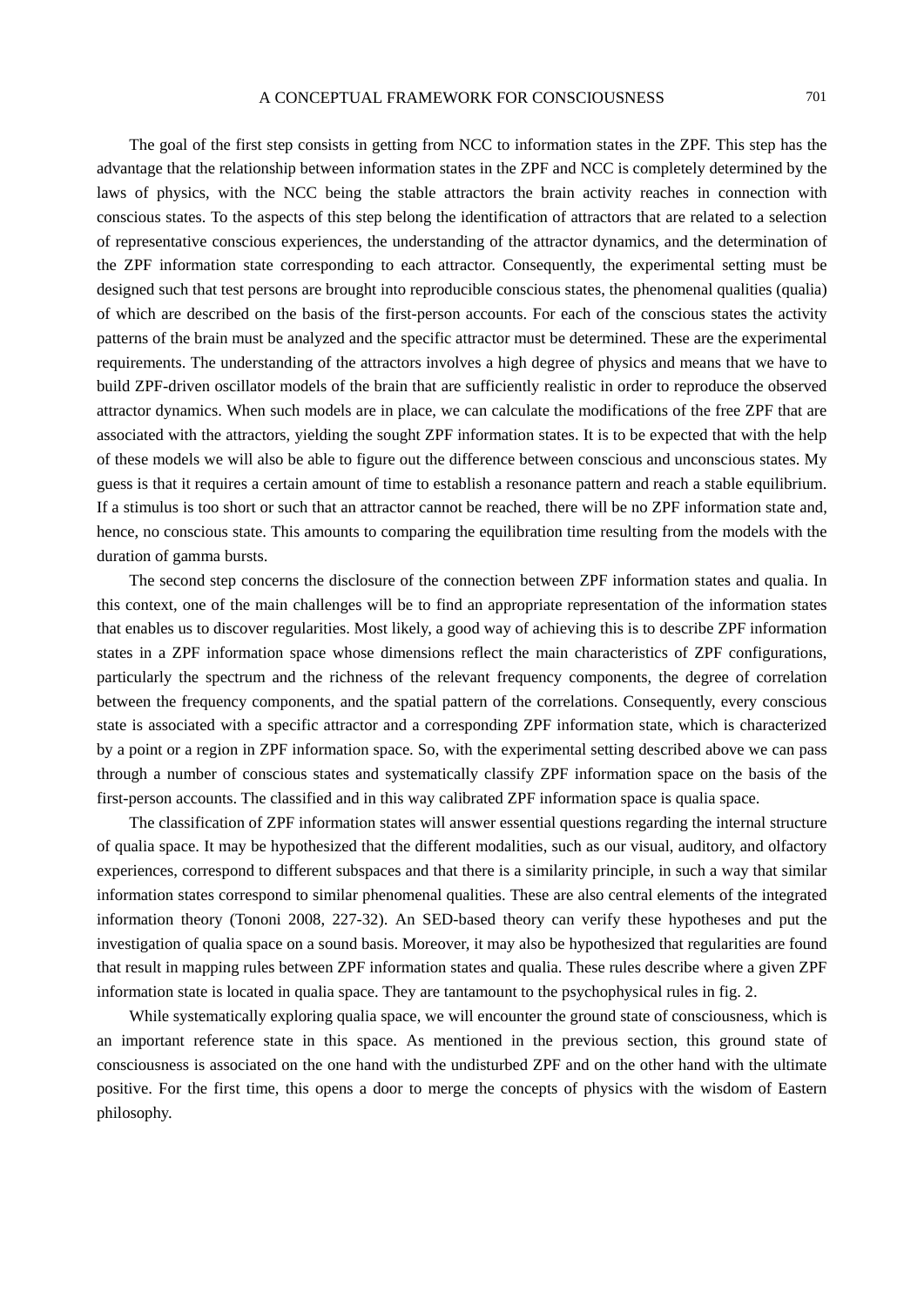The goal of the first step consists in getting from NCC to information states in the ZPF. This step has the advantage that the relationship between information states in the ZPF and NCC is completely determined by the laws of physics, with the NCC being the stable attractors the brain activity reaches in connection with conscious states. To the aspects of this step belong the identification of attractors that are related to a selection of representative conscious experiences, the understanding of the attractor dynamics, and the determination of the ZPF information state corresponding to each attractor. Consequently, the experimental setting must be designed such that test persons are brought into reproducible conscious states, the phenomenal qualities (qualia) of which are described on the basis of the first-person accounts. For each of the conscious states the activity patterns of the brain must be analyzed and the specific attractor must be determined. These are the experimental requirements. The understanding of the attractors involves a high degree of physics and means that we have to build ZPF-driven oscillator models of the brain that are sufficiently realistic in order to reproduce the observed attractor dynamics. When such models are in place, we can calculate the modifications of the free ZPF that are associated with the attractors, yielding the sought ZPF information states. It is to be expected that with the help of these models we will also be able to figure out the difference between conscious and unconscious states. My guess is that it requires a certain amount of time to establish a resonance pattern and reach a stable equilibrium. If a stimulus is too short or such that an attractor cannot be reached, there will be no ZPF information state and, hence, no conscious state. This amounts to comparing the equilibration time resulting from the models with the duration of gamma bursts.

The second step concerns the disclosure of the connection between ZPF information states and qualia. In this context, one of the main challenges will be to find an appropriate representation of the information states that enables us to discover regularities. Most likely, a good way of achieving this is to describe ZPF information states in a ZPF information space whose dimensions reflect the main characteristics of ZPF configurations, particularly the spectrum and the richness of the relevant frequency components, the degree of correlation between the frequency components, and the spatial pattern of the correlations. Consequently, every conscious state is associated with a specific attractor and a corresponding ZPF information state, which is characterized by a point or a region in ZPF information space. So, with the experimental setting described above we can pass through a number of conscious states and systematically classify ZPF information space on the basis of the first-person accounts. The classified and in this way calibrated ZPF information space is qualia space.

The classification of ZPF information states will answer essential questions regarding the internal structure of qualia space. It may be hypothesized that the different modalities, such as our visual, auditory, and olfactory experiences, correspond to different subspaces and that there is a similarity principle, in such a way that similar information states correspond to similar phenomenal qualities. These are also central elements of the integrated information theory (Tononi 2008, 227-32). An SED-based theory can verify these hypotheses and put the investigation of qualia space on a sound basis. Moreover, it may also be hypothesized that regularities are found that result in mapping rules between ZPF information states and qualia. These rules describe where a given ZPF information state is located in qualia space. They are tantamount to the psychophysical rules in fig. 2.

While systematically exploring qualia space, we will encounter the ground state of consciousness, which is an important reference state in this space. As mentioned in the previous section, this ground state of consciousness is associated on the one hand with the undisturbed ZPF and on the other hand with the ultimate positive. For the first time, this opens a door to merge the concepts of physics with the wisdom of Eastern philosophy.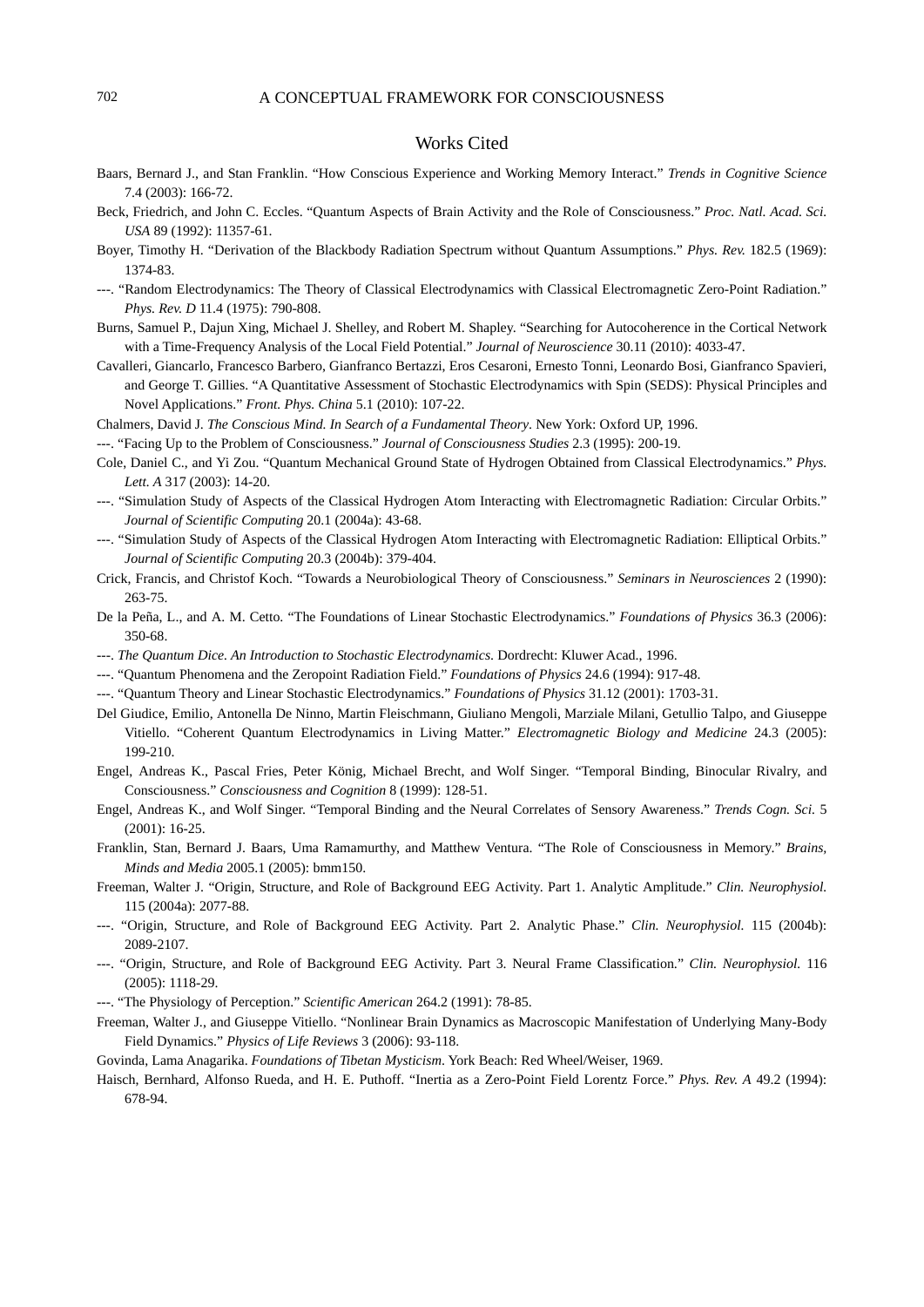## Works Cited

Baars, Bernard J., and Stan Franklin. "How Conscious Experience and Working Memory Interact." *Trends in Cognitive Science* 7.4 (2003): 166-72.

Beck, Friedrich, and John C. Eccles. "Quantum Aspects of Brain Activity and the Role of Consciousness." *Proc. Natl. Acad. Sci. USA* 89 (1992): 11357-61.

Boyer, Timothy H. "Derivation of the Blackbody Radiation Spectrum without Quantum Assumptions." *Phys. Rev.* 182.5 (1969): 1374-83.

---. "Random Electrodynamics: The Theory of Classical Electrodynamics with Classical Electromagnetic Zero-Point Radiation." *Phys. Rev. D* 11.4 (1975): 790-808.

Burns, Samuel P., Dajun Xing, Michael J. Shelley, and Robert M. Shapley. "Searching for Autocoherence in the Cortical Network with a Time-Frequency Analysis of the Local Field Potential." *Journal of Neuroscience* 30.11 (2010): 4033-47.

Cavalleri, Giancarlo, Francesco Barbero, Gianfranco Bertazzi, Eros Cesaroni, Ernesto Tonni, Leonardo Bosi, Gianfranco Spavieri, and George T. Gillies. "A Quantitative Assessment of Stochastic Electrodynamics with Spin (SEDS): Physical Principles and Novel Applications." *Front. Phys. China* 5.1 (2010): 107-22.

Chalmers, David J. *The Conscious Mind. In Search of a Fundamental Theory*. New York: Oxford UP, 1996.

---. "Facing Up to the Problem of Consciousness." *Journal of Consciousness Studies* 2.3 (1995): 200-19.

Cole, Daniel C., and Yi Zou. "Quantum Mechanical Ground State of Hydrogen Obtained from Classical Electrodynamics." *Phys. Lett. A* 317 (2003): 14-20.

---. "Simulation Study of Aspects of the Classical Hydrogen Atom Interacting with Electromagnetic Radiation: Circular Orbits." *Journal of Scientific Computing* 20.1 (2004a): 43-68.

---. "Simulation Study of Aspects of the Classical Hydrogen Atom Interacting with Electromagnetic Radiation: Elliptical Orbits." *Journal of Scientific Computing* 20.3 (2004b): 379-404.

Crick, Francis, and Christof Koch. "Towards a Neurobiological Theory of Consciousness." *Seminars in Neurosciences* 2 (1990): 263-75.

De la Peña, L., and A. M. Cetto. "The Foundations of Linear Stochastic Electrodynamics." *Foundations of Physics* 36.3 (2006): 350-68.

---. *The Quantum Dice. An Introduction to Stochastic Electrodynamics.* Dordrecht: Kluwer Acad., 1996.

---. "Quantum Phenomena and the Zeropoint Radiation Field." *Foundations of Physics* 24.6 (1994): 917-48.

---. "Quantum Theory and Linear Stochastic Electrodynamics." *Foundations of Physics* 31.12 (2001): 1703-31.

Del Giudice, Emilio, Antonella De Ninno, Martin Fleischmann, Giuliano Mengoli, Marziale Milani, Getullio Talpo, and Giuseppe Vitiello. "Coherent Quantum Electrodynamics in Living Matter." *Electromagnetic Biology and Medicine* 24.3 (2005): 199-210.

Engel, Andreas K., Pascal Fries, Peter König, Michael Brecht, and Wolf Singer. "Temporal Binding, Binocular Rivalry, and Consciousness." *Consciousness and Cognition* 8 (1999): 128-51.

Engel, Andreas K., and Wolf Singer. "Temporal Binding and the Neural Correlates of Sensory Awareness." *Trends Cogn. Sci.* 5 (2001): 16-25.

Franklin, Stan, Bernard J. Baars, Uma Ramamurthy, and Matthew Ventura. "The Role of Consciousness in Memory." *Brains, Minds and Media* 2005.1 (2005): bmm150.

Freeman, Walter J. "Origin, Structure, and Role of Background EEG Activity. Part 1. Analytic Amplitude." *Clin. Neurophysiol.* 115 (2004a): 2077-88.

---. "Origin, Structure, and Role of Background EEG Activity. Part 2. Analytic Phase." *Clin. Neurophysiol.* 115 (2004b): 2089-2107.

---. "Origin, Structure, and Role of Background EEG Activity. Part 3. Neural Frame Classification." *Clin. Neurophysiol.* 116 (2005): 1118-29.

---. "The Physiology of Perception." *Scientific American* 264.2 (1991): 78-85.

Freeman, Walter J., and Giuseppe Vitiello. "Nonlinear Brain Dynamics as Macroscopic Manifestation of Underlying Many-Body Field Dynamics." *Physics of Life Reviews* 3 (2006): 93-118.

Govinda, Lama Anagarika. *Foundations of Tibetan Mysticism*. York Beach: Red Wheel/Weiser, 1969.

Haisch, Bernhard, Alfonso Rueda, and H. E. Puthoff. "Inertia as a Zero-Point Field Lorentz Force." *Phys. Rev. A* 49.2 (1994): 678-94.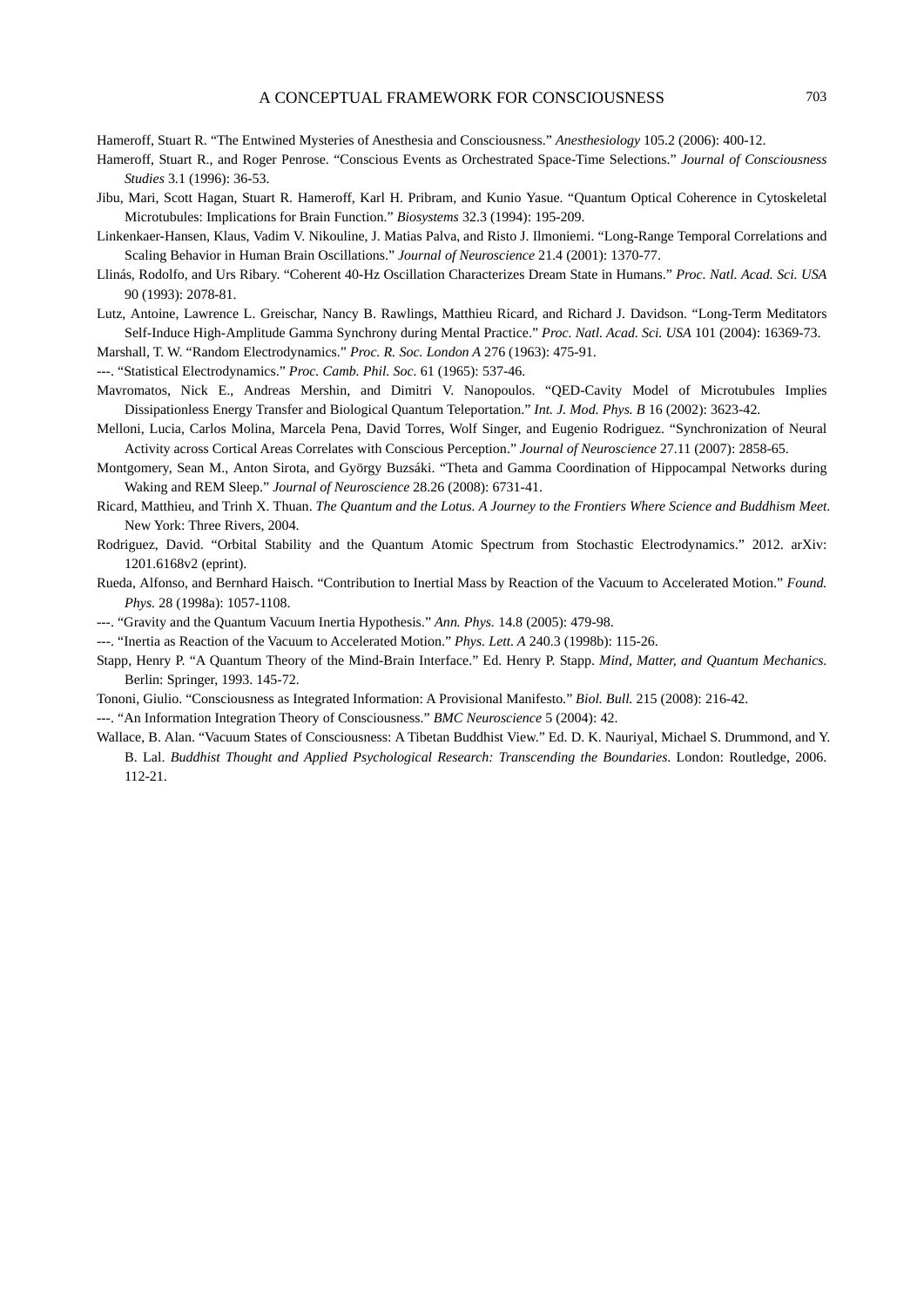Hameroff, Stuart R. "The Entwined Mysteries of Anesthesia and Consciousness." *Anesthesiology* 105.2 (2006): 400-12.

Hameroff, Stuart R., and Roger Penrose. "Conscious Events as Orchestrated Space-Time Selections." *Journal of Consciousness Studies* 3.1 (1996): 36-53.

Jibu, Mari, Scott Hagan, Stuart R. Hameroff, Karl H. Pribram, and Kunio Yasue. "Quantum Optical Coherence in Cytoskeletal Microtubules: Implications for Brain Function." *Biosystems* 32.3 (1994): 195-209.

Linkenkaer-Hansen, Klaus, Vadim V. Nikouline, J. Matias Palva, and Risto J. Ilmoniemi. "Long-Range Temporal Correlations and Scaling Behavior in Human Brain Oscillations." *Journal of Neuroscience* 21.4 (2001): 1370-77.

Llinás, Rodolfo, and Urs Ribary. "Coherent 40-Hz Oscillation Characterizes Dream State in Humans." *Proc. Natl. Acad. Sci. USA* 90 (1993): 2078-81.

Lutz, Antoine, Lawrence L. Greischar, Nancy B. Rawlings, Matthieu Ricard, and Richard J. Davidson. "Long-Term Meditators Self-Induce High-Amplitude Gamma Synchrony during Mental Practice." *Proc. Natl. Acad. Sci. USA* 101 (2004): 16369-73.

Marshall, T. W. "Random Electrodynamics." *Proc. R. Soc. London A* 276 (1963): 475-91.

---. "Statistical Electrodynamics." *Proc. Camb. Phil. Soc.* 61 (1965): 537-46.

Mavromatos, Nick E., Andreas Mershin, and Dimitri V. Nanopoulos. "QED-Cavity Model of Microtubules Implies Dissipationless Energy Transfer and Biological Quantum Teleportation." *Int. J. Mod. Phys. B* 16 (2002): 3623-42.

Melloni, Lucia, Carlos Molina, Marcela Pena, David Torres, Wolf Singer, and Eugenio Rodriguez. "Synchronization of Neural Activity across Cortical Areas Correlates with Conscious Perception." *Journal of Neuroscience* 27.11 (2007): 2858-65.

Montgomery, Sean M., Anton Sirota, and György Buzsáki. "Theta and Gamma Coordination of Hippocampal Networks during Waking and REM Sleep." *Journal of Neuroscience* 28.26 (2008): 6731-41.

Ricard, Matthieu, and Trinh X. Thuan. *The Quantum and the Lotus. A Journey to the Frontiers Where Science and Buddhism Meet.* New York: Three Rivers, 2004.

Rodriguez, David. "Orbital Stability and the Quantum Atomic Spectrum from Stochastic Electrodynamics." 2012. arXiv: 1201.6168v2 (eprint).

Rueda, Alfonso, and Bernhard Haisch. "Contribution to Inertial Mass by Reaction of the Vacuum to Accelerated Motion." *Found. Phys.* 28 (1998a): 1057-1108.

---. "Gravity and the Quantum Vacuum Inertia Hypothesis." *Ann. Phys.* 14.8 (2005): 479-98.

---. "Inertia as Reaction of the Vacuum to Accelerated Motion." *Phys. Lett. A* 240.3 (1998b): 115-26.

Stapp, Henry P. "A Quantum Theory of the Mind-Brain Interface." Ed. Henry P. Stapp. *Mind, Matter, and Quantum Mechanics.* Berlin: Springer, 1993. 145-72.

Tononi, Giulio. "Consciousness as Integrated Information: A Provisional Manifesto." *Biol. Bull.* 215 (2008): 216-42.

---. "An Information Integration Theory of Consciousness." *BMC Neuroscience* 5 (2004): 42.

Wallace, B. Alan. "Vacuum States of Consciousness: A Tibetan Buddhist View." Ed. D. K. Nauriyal, Michael S. Drummond, and Y. B. Lal. *Buddhist Thought and Applied Psychological Research: Transcending the Boundaries.* London: Routledge, 2006. 112-21.